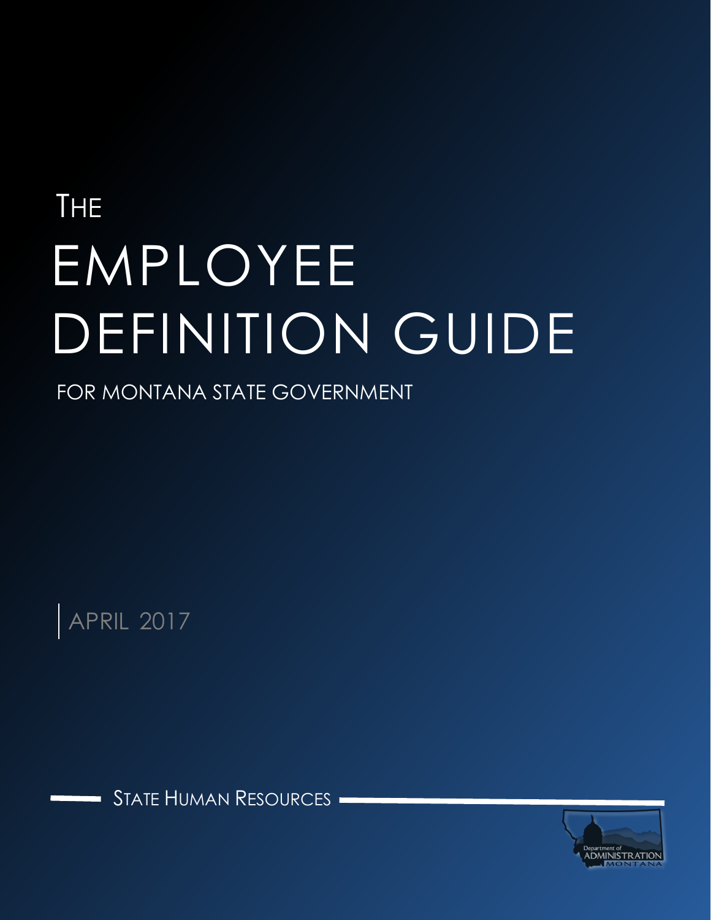THE

# EMPLOYEE DEFINITION GUIDE

FOR MONTANA STATE GOVERNMENT

APRIL 2017

STATE HUMAN RESOURCES

Department of ADMINISTRATION MONTANA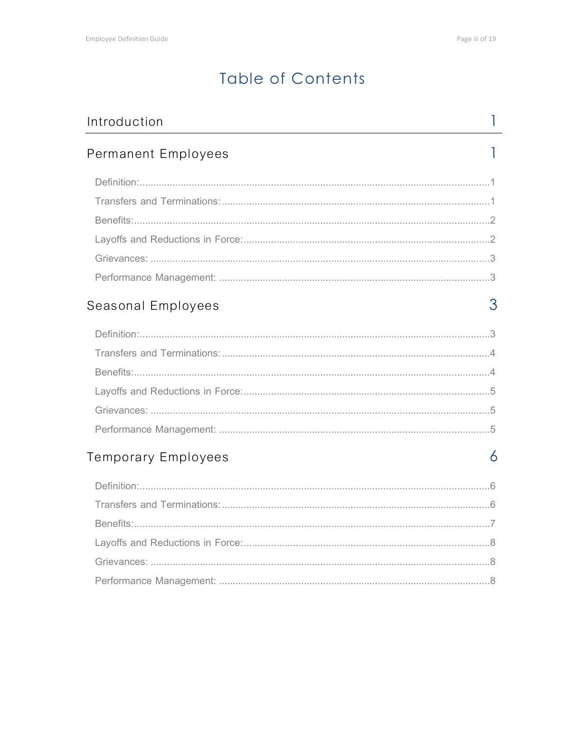# Table of Contents

| | |
|---|---|
| **Introduction** | **1** |
| **Permanent Employees** | **1** |
| Definition: | 1 |
| Transfers and Terminations: | 1 |
| Benefits: | 2 |
| Layoffs and Reductions in Force: | 2 |
| Grievances: | 3 |
| Performance Management: | 3 |
| **Seasonal Employees** | **3** |
| Definition: | 3 |
| Transfers and Terminations: | 4 |
| Benefits: | 4 |
| Layoffs and Reductions in Force: | 5 |
| Grievances: | 5 |
| Performance Management: | 5 |
| **Temporary Employees** | **6** |
| Definition: | 6 |
| Transfers and Terminations: | 6 |
| Benefits: | 7 |
| Layoffs and Reductions in Force: | 8 |
| Grievances: | 8 |
| Performance Management: | 8 |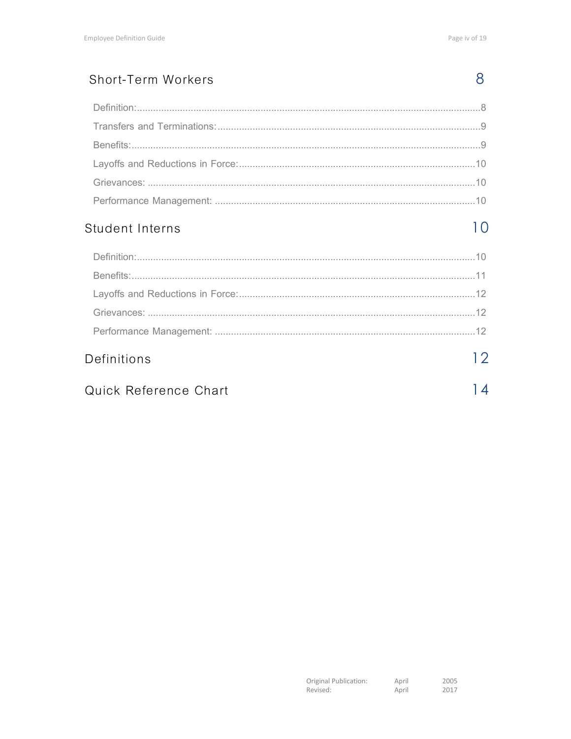Short-Term Workers ............ 8

- Definition: ............ 8
- Transfers and Terminations: ............ 9
- Benefits: ............ 9
- Layoffs and Reductions in Force: ............ 10
- Grievances: ............ 10
- Performance Management: ............ 10

Student Interns ............ 10

- Definition: ............ 10
- Benefits: ............ 11
- Layoffs and Reductions in Force: ............ 12
- Grievances: ............ 12
- Performance Management: ............ 12

Definitions ............ 12

Quick Reference Chart ............ 14

| | | |
|---|---|---|
| Original Publication: | April | 2005 |
| Revised: | April | 2017 |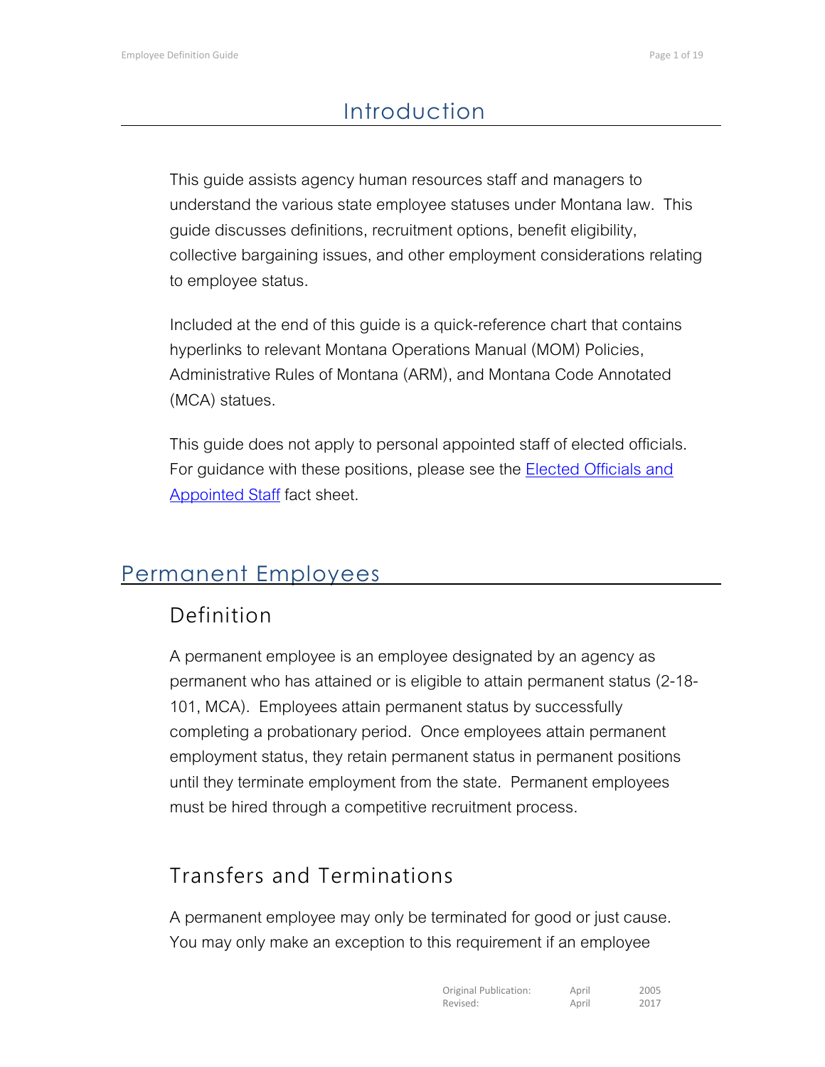# Introduction

This guide assists agency human resources staff and managers to understand the various state employee statuses under Montana law. This guide discusses definitions, recruitment options, benefit eligibility, collective bargaining issues, and other employment considerations relating to employee status.

Included at the end of this guide is a quick-reference chart that contains hyperlinks to relevant Montana Operations Manual (MOM) Policies, Administrative Rules of Montana (ARM), and Montana Code Annotated (MCA) statues.

This guide does not apply to personal appointed staff of elected officials. For guidance with these positions, please see the Elected Officials and Appointed Staff fact sheet.

## Permanent Employees

### Definition

A permanent employee is an employee designated by an agency as permanent who has attained or is eligible to attain permanent status (2-18-101, MCA). Employees attain permanent status by successfully completing a probationary period. Once employees attain permanent employment status, they retain permanent status in permanent positions until they terminate employment from the state. Permanent employees must be hired through a competitive recruitment process.

### Transfers and Terminations

A permanent employee may only be terminated for good or just cause. You may only make an exception to this requirement if an employee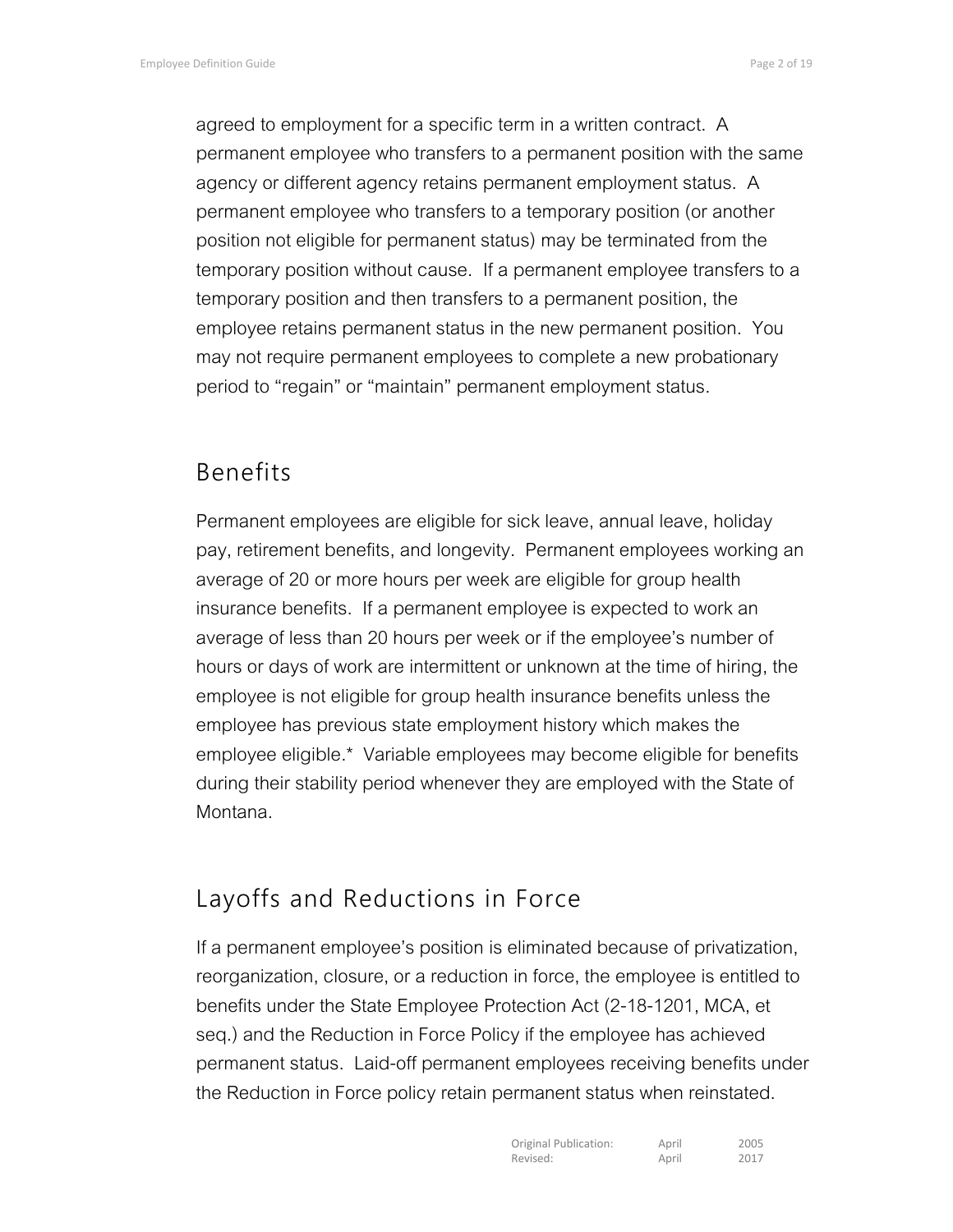agreed to employment for a specific term in a written contract. A permanent employee who transfers to a permanent position with the same agency or different agency retains permanent employment status. A permanent employee who transfers to a temporary position (or another position not eligible for permanent status) may be terminated from the temporary position without cause. If a permanent employee transfers to a temporary position and then transfers to a permanent position, the employee retains permanent status in the new permanent position. You may not require permanent employees to complete a new probationary period to "regain" or "maintain" permanent employment status.

## Benefits

Permanent employees are eligible for sick leave, annual leave, holiday pay, retirement benefits, and longevity. Permanent employees working an average of 20 or more hours per week are eligible for group health insurance benefits. If a permanent employee is expected to work an average of less than 20 hours per week or if the employee's number of hours or days of work are intermittent or unknown at the time of hiring, the employee is not eligible for group health insurance benefits unless the employee has previous state employment history which makes the employee eligible.* Variable employees may become eligible for benefits during their stability period whenever they are employed with the State of Montana.

## Layoffs and Reductions in Force

If a permanent employee's position is eliminated because of privatization, reorganization, closure, or a reduction in force, the employee is entitled to benefits under the State Employee Protection Act (2-18-1201, MCA, et seq.) and the Reduction in Force Policy if the employee has achieved permanent status. Laid-off permanent employees receiving benefits under the Reduction in Force policy retain permanent status when reinstated.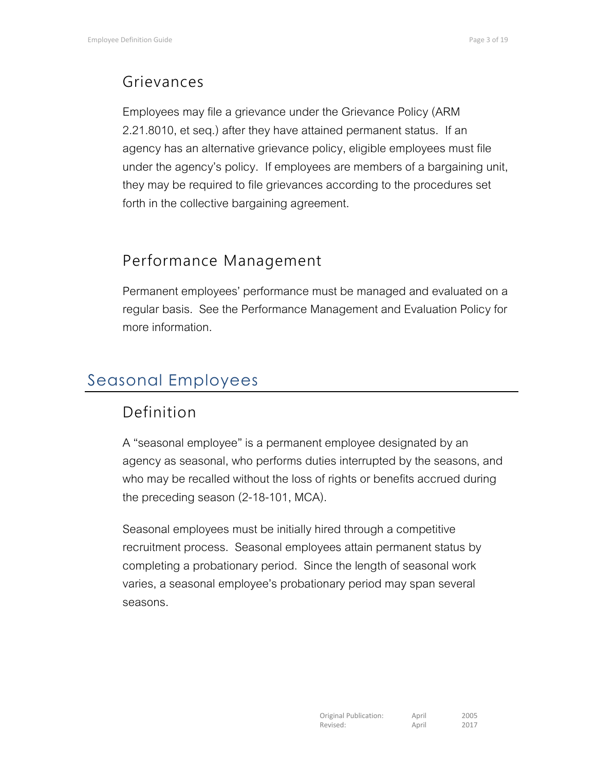## Grievances

Employees may file a grievance under the Grievance Policy (ARM 2.21.8010, et seq.) after they have attained permanent status. If an agency has an alternative grievance policy, eligible employees must file under the agency's policy. If employees are members of a bargaining unit, they may be required to file grievances according to the procedures set forth in the collective bargaining agreement.

## Performance Management

Permanent employees' performance must be managed and evaluated on a regular basis. See the Performance Management and Evaluation Policy for more information.

# Seasonal Employees

## Definition

A "seasonal employee" is a permanent employee designated by an agency as seasonal, who performs duties interrupted by the seasons, and who may be recalled without the loss of rights or benefits accrued during the preceding season (2-18-101, MCA).

Seasonal employees must be initially hired through a competitive recruitment process. Seasonal employees attain permanent status by completing a probationary period. Since the length of seasonal work varies, a seasonal employee's probationary period may span several seasons.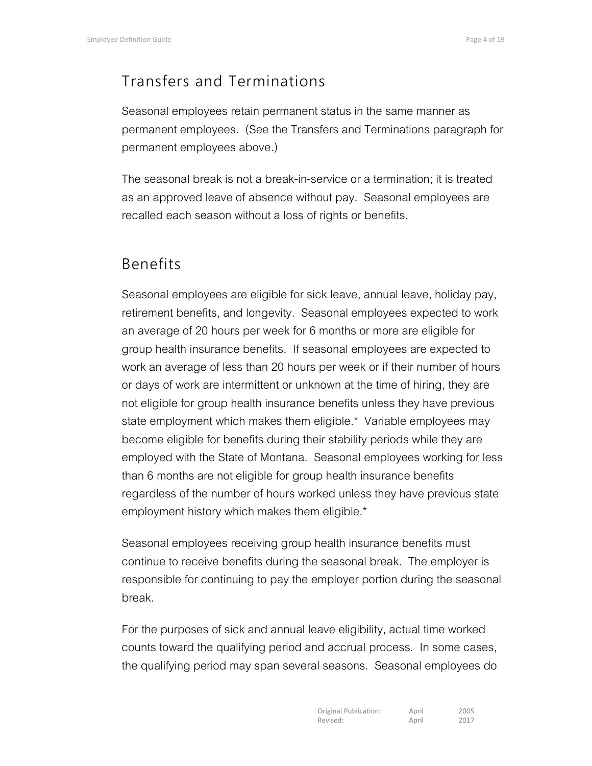## Transfers and Terminations

Seasonal employees retain permanent status in the same manner as permanent employees. (See the Transfers and Terminations paragraph for permanent employees above.)

The seasonal break is not a break-in-service or a termination; it is treated as an approved leave of absence without pay. Seasonal employees are recalled each season without a loss of rights or benefits.

## Benefits

Seasonal employees are eligible for sick leave, annual leave, holiday pay, retirement benefits, and longevity. Seasonal employees expected to work an average of 20 hours per week for 6 months or more are eligible for group health insurance benefits. If seasonal employees are expected to work an average of less than 20 hours per week or if their number of hours or days of work are intermittent or unknown at the time of hiring, they are not eligible for group health insurance benefits unless they have previous state employment which makes them eligible.* Variable employees may become eligible for benefits during their stability periods while they are employed with the State of Montana. Seasonal employees working for less than 6 months are not eligible for group health insurance benefits regardless of the number of hours worked unless they have previous state employment history which makes them eligible.*

Seasonal employees receiving group health insurance benefits must continue to receive benefits during the seasonal break. The employer is responsible for continuing to pay the employer portion during the seasonal break.

For the purposes of sick and annual leave eligibility, actual time worked counts toward the qualifying period and accrual process. In some cases, the qualifying period may span several seasons. Seasonal employees do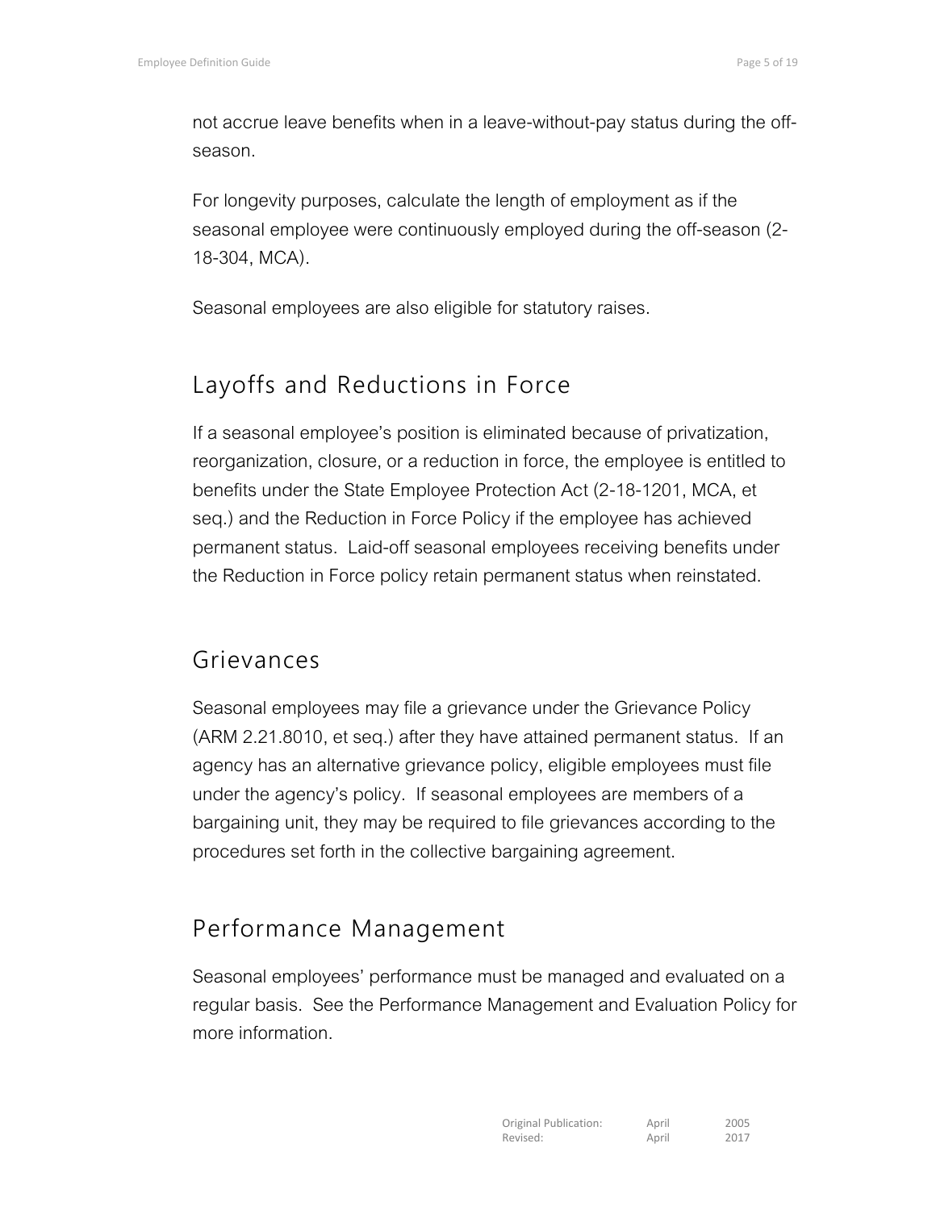not accrue leave benefits when in a leave-without-pay status during the off-season.

For longevity purposes, calculate the length of employment as if the seasonal employee were continuously employed during the off-season (2-18-304, MCA).

Seasonal employees are also eligible for statutory raises.

## Layoffs and Reductions in Force

If a seasonal employee's position is eliminated because of privatization, reorganization, closure, or a reduction in force, the employee is entitled to benefits under the State Employee Protection Act (2-18-1201, MCA, et seq.) and the Reduction in Force Policy if the employee has achieved permanent status. Laid-off seasonal employees receiving benefits under the Reduction in Force policy retain permanent status when reinstated.

## Grievances

Seasonal employees may file a grievance under the Grievance Policy (ARM 2.21.8010, et seq.) after they have attained permanent status. If an agency has an alternative grievance policy, eligible employees must file under the agency's policy. If seasonal employees are members of a bargaining unit, they may be required to file grievances according to the procedures set forth in the collective bargaining agreement.

## Performance Management

Seasonal employees' performance must be managed and evaluated on a regular basis. See the Performance Management and Evaluation Policy for more information.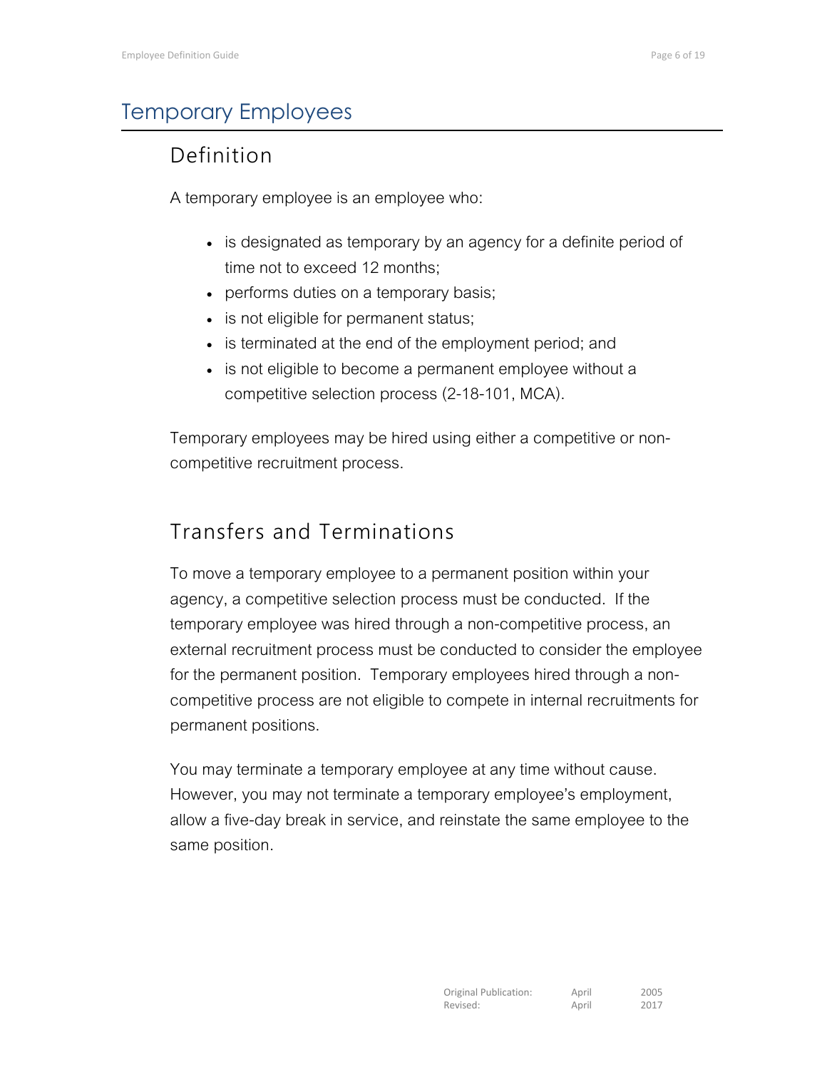# Temporary Employees

## Definition

A temporary employee is an employee who:

- is designated as temporary by an agency for a definite period of time not to exceed 12 months;
- performs duties on a temporary basis;
- is not eligible for permanent status;
- is terminated at the end of the employment period; and
- is not eligible to become a permanent employee without a competitive selection process (2-18-101, MCA).

Temporary employees may be hired using either a competitive or non-competitive recruitment process.

## Transfers and Terminations

To move a temporary employee to a permanent position within your agency, a competitive selection process must be conducted. If the temporary employee was hired through a non-competitive process, an external recruitment process must be conducted to consider the employee for the permanent position. Temporary employees hired through a non-competitive process are not eligible to compete in internal recruitments for permanent positions.

You may terminate a temporary employee at any time without cause. However, you may not terminate a temporary employee's employment, allow a five-day break in service, and reinstate the same employee to the same position.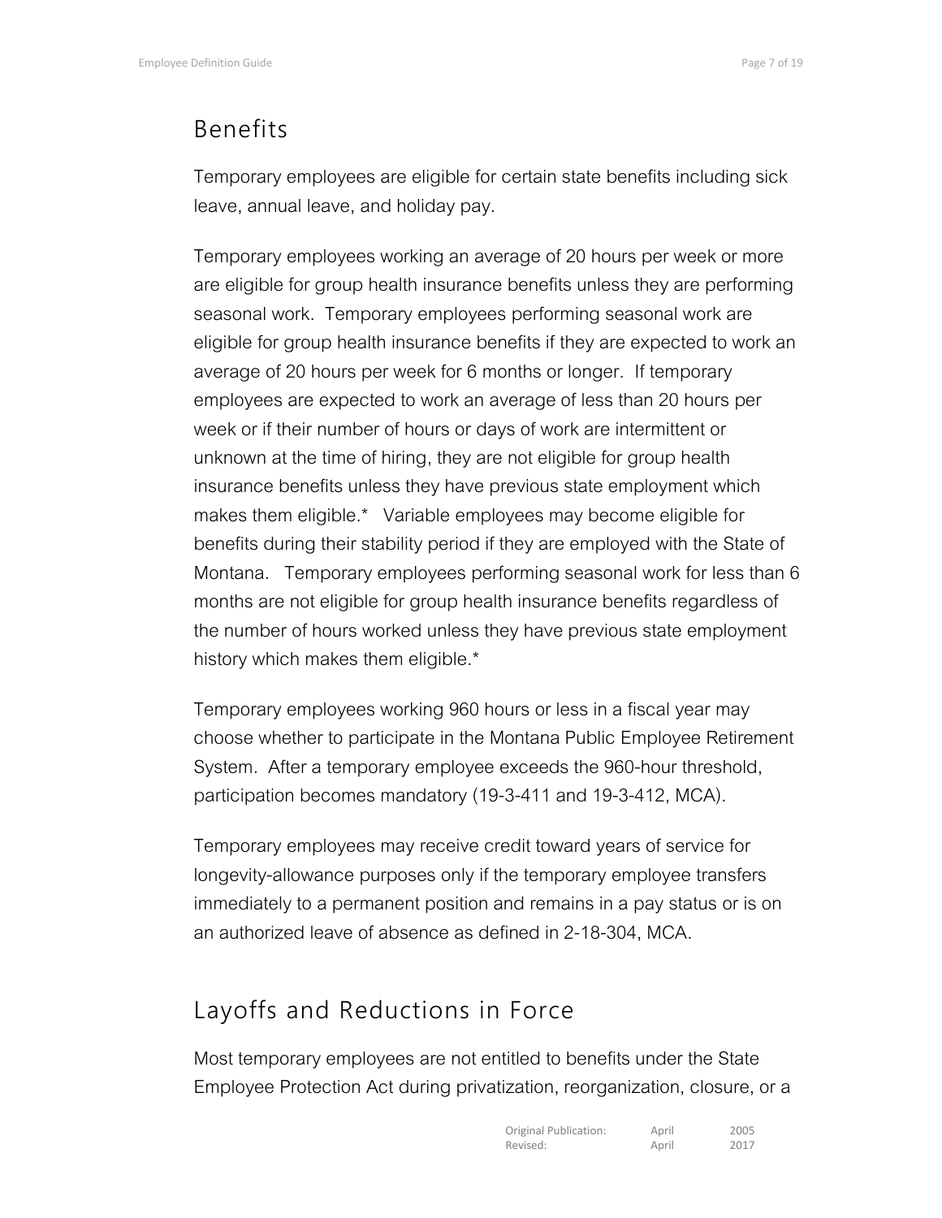## Benefits

Temporary employees are eligible for certain state benefits including sick leave, annual leave, and holiday pay.

Temporary employees working an average of 20 hours per week or more are eligible for group health insurance benefits unless they are performing seasonal work. Temporary employees performing seasonal work are eligible for group health insurance benefits if they are expected to work an average of 20 hours per week for 6 months or longer. If temporary employees are expected to work an average of less than 20 hours per week or if their number of hours or days of work are intermittent or unknown at the time of hiring, they are not eligible for group health insurance benefits unless they have previous state employment which makes them eligible.* Variable employees may become eligible for benefits during their stability period if they are employed with the State of Montana. Temporary employees performing seasonal work for less than 6 months are not eligible for group health insurance benefits regardless of the number of hours worked unless they have previous state employment history which makes them eligible.*

Temporary employees working 960 hours or less in a fiscal year may choose whether to participate in the Montana Public Employee Retirement System. After a temporary employee exceeds the 960-hour threshold, participation becomes mandatory (19-3-411 and 19-3-412, MCA).

Temporary employees may receive credit toward years of service for longevity-allowance purposes only if the temporary employee transfers immediately to a permanent position and remains in a pay status or is on an authorized leave of absence as defined in 2-18-304, MCA.

## Layoffs and Reductions in Force

Most temporary employees are not entitled to benefits under the State Employee Protection Act during privatization, reorganization, closure, or a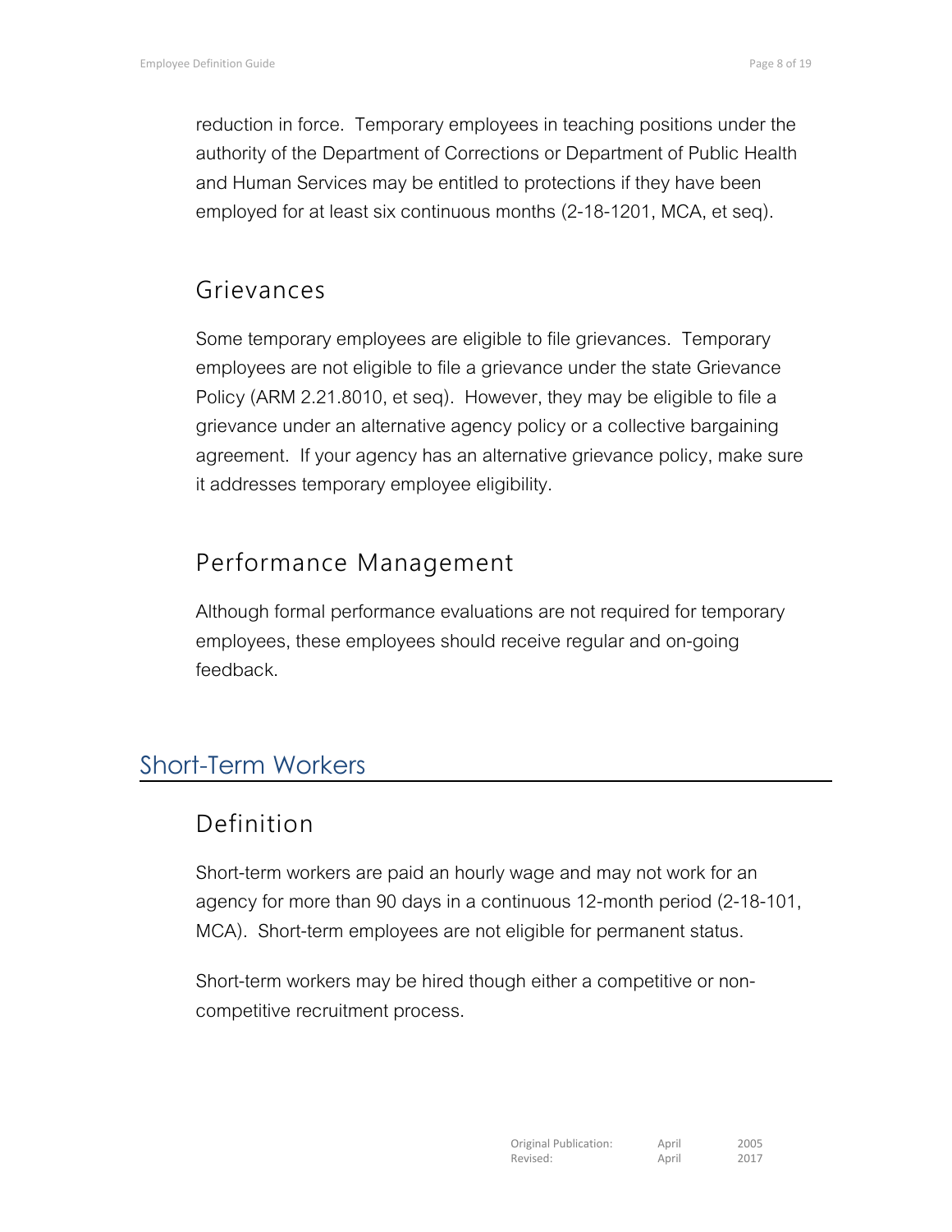reduction in force. Temporary employees in teaching positions under the authority of the Department of Corrections or Department of Public Health and Human Services may be entitled to protections if they have been employed for at least six continuous months (2-18-1201, MCA, et seq).

### Grievances

Some temporary employees are eligible to file grievances. Temporary employees are not eligible to file a grievance under the state Grievance Policy (ARM 2.21.8010, et seq). However, they may be eligible to file a grievance under an alternative agency policy or a collective bargaining agreement. If your agency has an alternative grievance policy, make sure it addresses temporary employee eligibility.

### Performance Management

Although formal performance evaluations are not required for temporary employees, these employees should receive regular and on-going feedback.

## Short-Term Workers

### Definition

Short-term workers are paid an hourly wage and may not work for an agency for more than 90 days in a continuous 12-month period (2-18-101, MCA). Short-term employees are not eligible for permanent status.

Short-term workers may be hired though either a competitive or non-competitive recruitment process.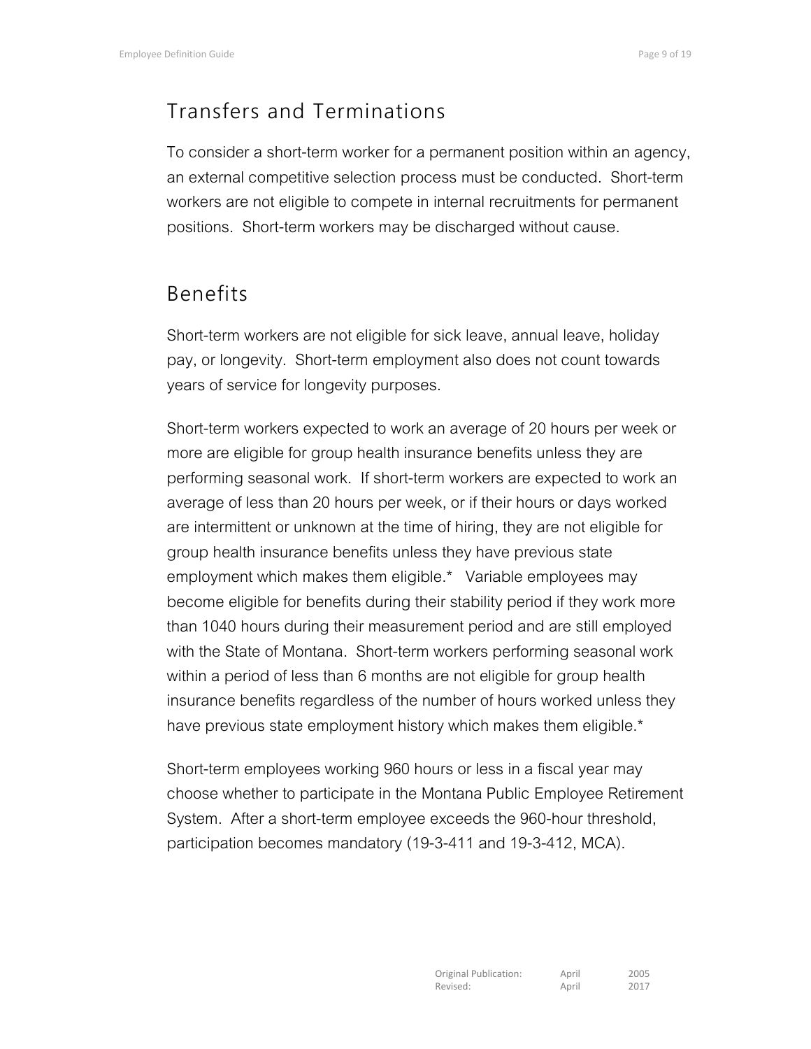## Transfers and Terminations

To consider a short-term worker for a permanent position within an agency, an external competitive selection process must be conducted. Short-term workers are not eligible to compete in internal recruitments for permanent positions. Short-term workers may be discharged without cause.

## Benefits

Short-term workers are not eligible for sick leave, annual leave, holiday pay, or longevity. Short-term employment also does not count towards years of service for longevity purposes.

Short-term workers expected to work an average of 20 hours per week or more are eligible for group health insurance benefits unless they are performing seasonal work. If short-term workers are expected to work an average of less than 20 hours per week, or if their hours or days worked are intermittent or unknown at the time of hiring, they are not eligible for group health insurance benefits unless they have previous state employment which makes them eligible.* Variable employees may become eligible for benefits during their stability period if they work more than 1040 hours during their measurement period and are still employed with the State of Montana. Short-term workers performing seasonal work within a period of less than 6 months are not eligible for group health insurance benefits regardless of the number of hours worked unless they have previous state employment history which makes them eligible.*

Short-term employees working 960 hours or less in a fiscal year may choose whether to participate in the Montana Public Employee Retirement System. After a short-term employee exceeds the 960-hour threshold, participation becomes mandatory (19-3-411 and 19-3-412, MCA).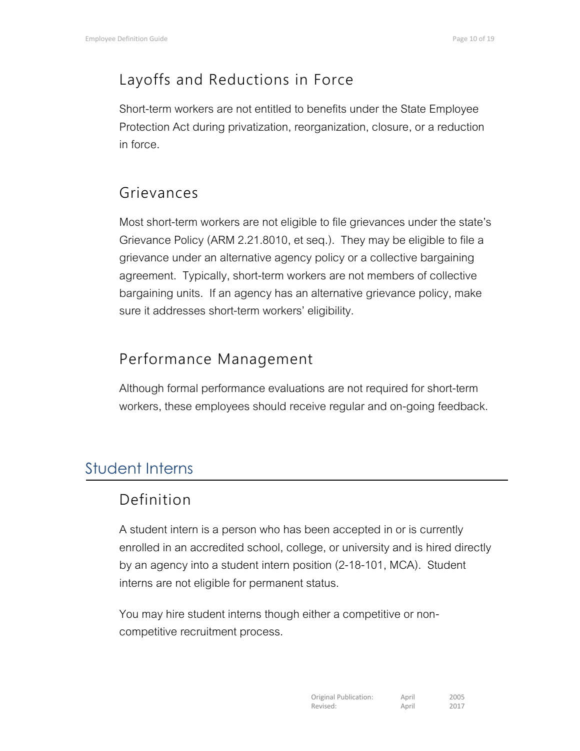## Layoffs and Reductions in Force

Short-term workers are not entitled to benefits under the State Employee Protection Act during privatization, reorganization, closure, or a reduction in force.

## Grievances

Most short-term workers are not eligible to file grievances under the state's Grievance Policy (ARM 2.21.8010, et seq.). They may be eligible to file a grievance under an alternative agency policy or a collective bargaining agreement. Typically, short-term workers are not members of collective bargaining units. If an agency has an alternative grievance policy, make sure it addresses short-term workers' eligibility.

## Performance Management

Although formal performance evaluations are not required for short-term workers, these employees should receive regular and on-going feedback.

# Student Interns

## Definition

A student intern is a person who has been accepted in or is currently enrolled in an accredited school, college, or university and is hired directly by an agency into a student intern position (2-18-101, MCA). Student interns are not eligible for permanent status.

You may hire student interns though either a competitive or non-competitive recruitment process.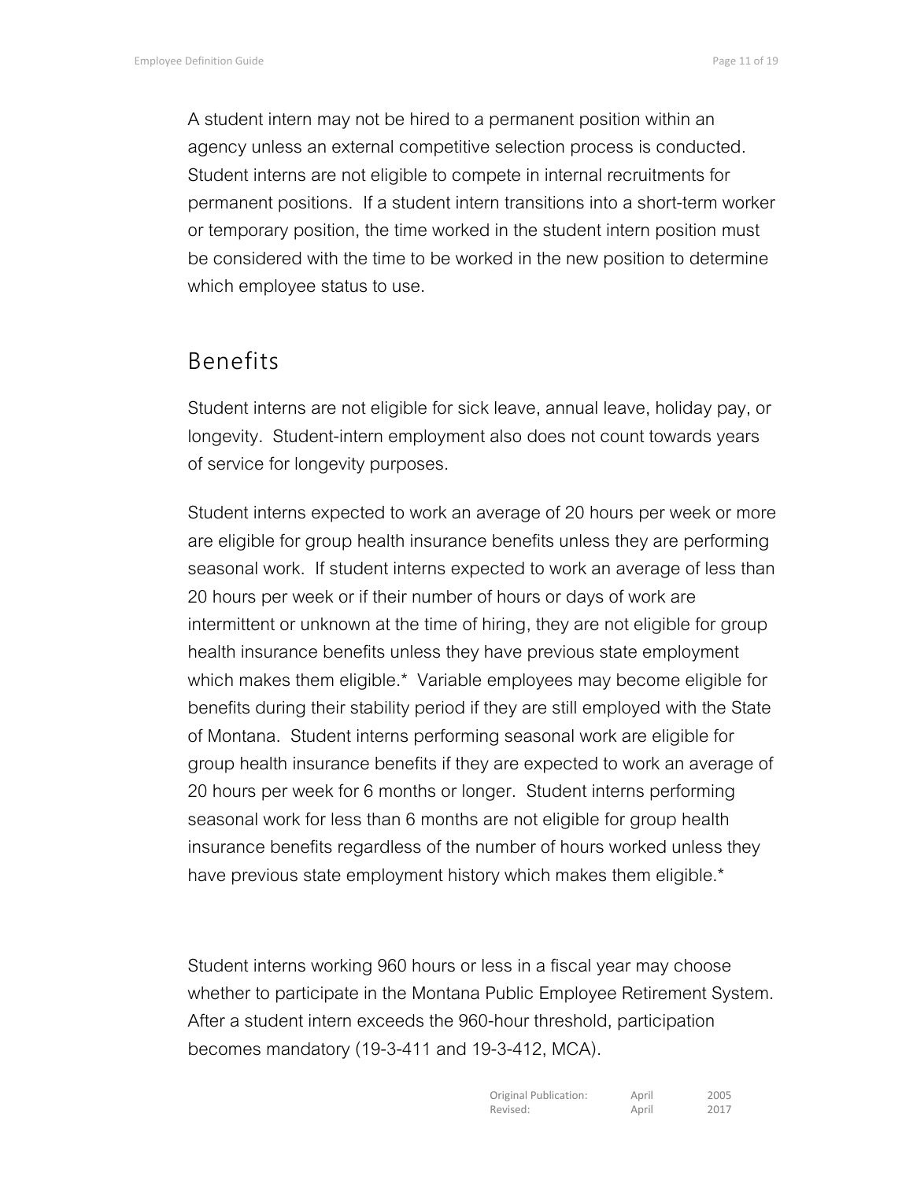A student intern may not be hired to a permanent position within an agency unless an external competitive selection process is conducted. Student interns are not eligible to compete in internal recruitments for permanent positions. If a student intern transitions into a short-term worker or temporary position, the time worked in the student intern position must be considered with the time to be worked in the new position to determine which employee status to use.

## Benefits

Student interns are not eligible for sick leave, annual leave, holiday pay, or longevity. Student-intern employment also does not count towards years of service for longevity purposes.

Student interns expected to work an average of 20 hours per week or more are eligible for group health insurance benefits unless they are performing seasonal work. If student interns expected to work an average of less than 20 hours per week or if their number of hours or days of work are intermittent or unknown at the time of hiring, they are not eligible for group health insurance benefits unless they have previous state employment which makes them eligible.* Variable employees may become eligible for benefits during their stability period if they are still employed with the State of Montana. Student interns performing seasonal work are eligible for group health insurance benefits if they are expected to work an average of 20 hours per week for 6 months or longer. Student interns performing seasonal work for less than 6 months are not eligible for group health insurance benefits regardless of the number of hours worked unless they have previous state employment history which makes them eligible.*

Student interns working 960 hours or less in a fiscal year may choose whether to participate in the Montana Public Employee Retirement System. After a student intern exceeds the 960-hour threshold, participation becomes mandatory (19-3-411 and 19-3-412, MCA).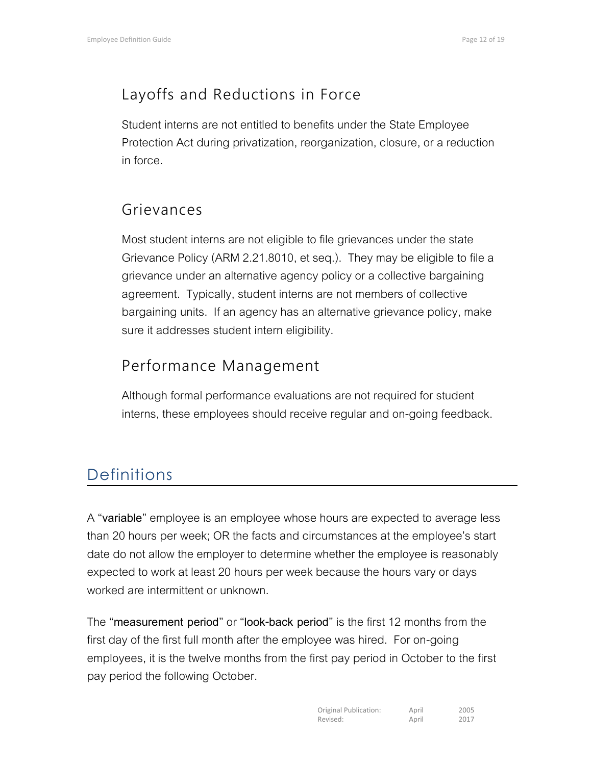### Layoffs and Reductions in Force

Student interns are not entitled to benefits under the State Employee Protection Act during privatization, reorganization, closure, or a reduction in force.

### Grievances

Most student interns are not eligible to file grievances under the state Grievance Policy (ARM 2.21.8010, et seq.). They may be eligible to file a grievance under an alternative agency policy or a collective bargaining agreement. Typically, student interns are not members of collective bargaining units. If an agency has an alternative grievance policy, make sure it addresses student intern eligibility.

### Performance Management

Although formal performance evaluations are not required for student interns, these employees should receive regular and on-going feedback.

## Definitions

A "**variable**" employee is an employee whose hours are expected to average less than 20 hours per week; OR the facts and circumstances at the employee's start date do not allow the employer to determine whether the employee is reasonably expected to work at least 20 hours per week because the hours vary or days worked are intermittent or unknown.

The "**measurement period**" or "**look-back period**" is the first 12 months from the first day of the first full month after the employee was hired. For on-going employees, it is the twelve months from the first pay period in October to the first pay period the following October.

Original Publication: April 2005
Revised: April 2017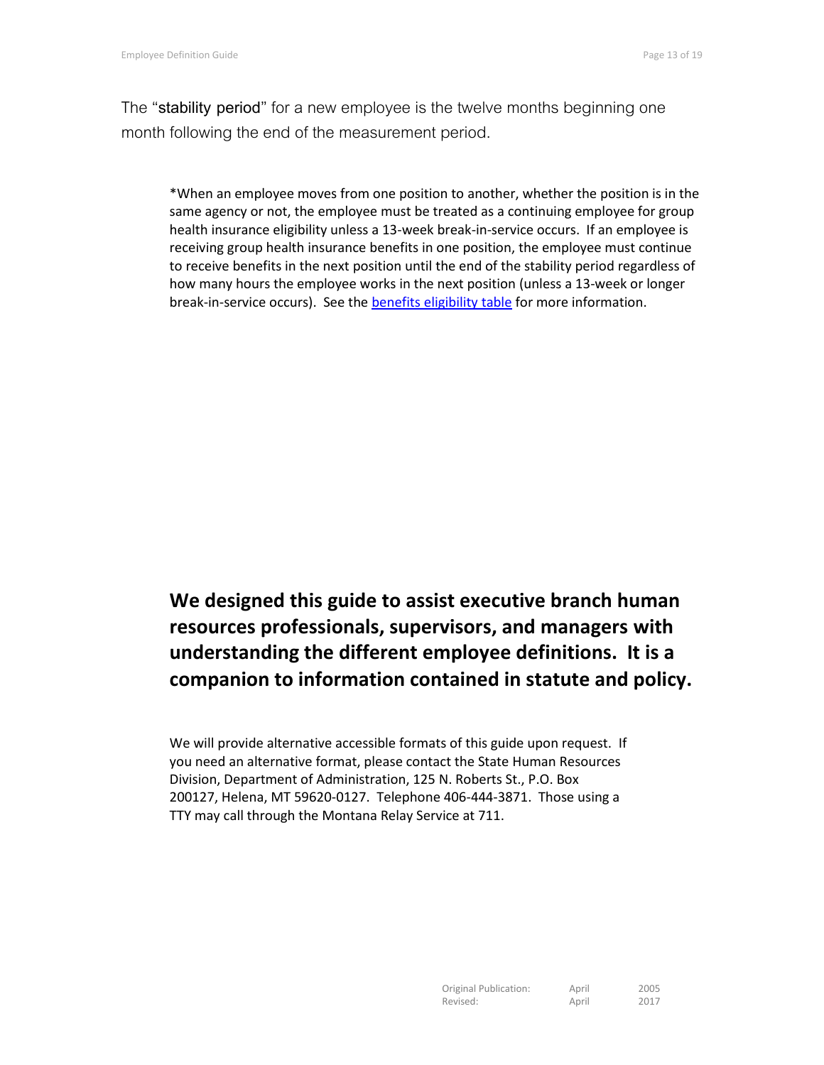The "stability period" for a new employee is the twelve months beginning one month following the end of the measurement period.

*When an employee moves from one position to another, whether the position is in the same agency or not, the employee must be treated as a continuing employee for group health insurance eligibility unless a 13-week break-in-service occurs. If an employee is receiving group health insurance benefits in one position, the employee must continue to receive benefits in the next position until the end of the stability period regardless of how many hours the employee works in the next position (unless a 13-week or longer break-in-service occurs). See the benefits eligibility table for more information.

**We designed this guide to assist executive branch human resources professionals, supervisors, and managers with understanding the different employee definitions. It is a companion to information contained in statute and policy.**

We will provide alternative accessible formats of this guide upon request. If you need an alternative format, please contact the State Human Resources Division, Department of Administration, 125 N. Roberts St., P.O. Box 200127, Helena, MT 59620-0127. Telephone 406-444-3871. Those using a TTY may call through the Montana Relay Service at 711.

| | | |
|---|---|---|
| Original Publication: | April | 2005 |
| Revised: | April | 2017 |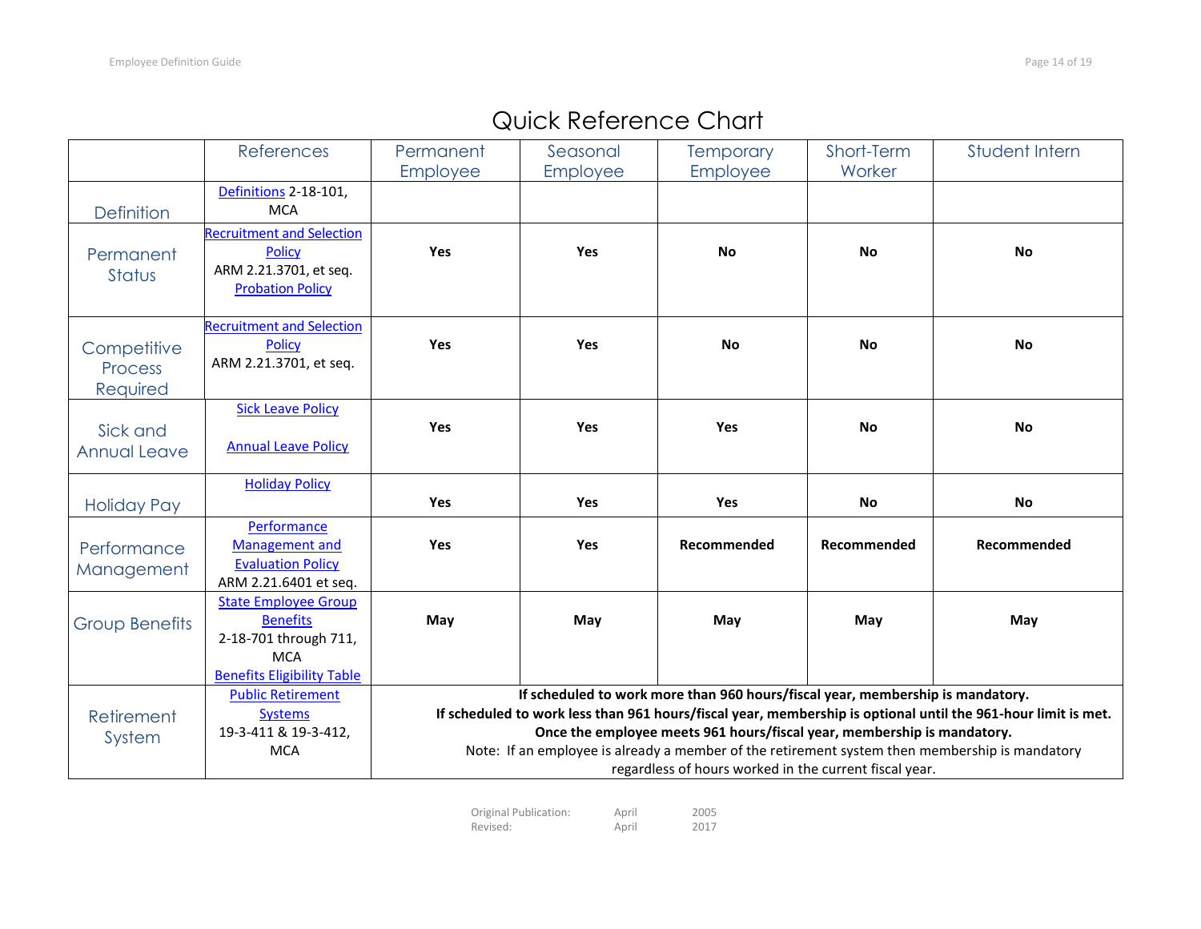# Quick Reference Chart

| | References | Permanent Employee | Seasonal Employee | Temporary Employee | Short-Term Worker | Student Intern |
|---|---|---|---|---|---|---|
| Definition | Definitions 2-18-101, MCA | | | | | |
| Permanent Status | Recruitment and Selection Policy ARM 2.21.3701, et seq. Probation Policy | **Yes** | **Yes** | **No** | **No** | **No** |
| Competitive Process Required | Recruitment and Selection Policy ARM 2.21.3701, et seq. | **Yes** | **Yes** | **No** | **No** | **No** |
| Sick and Annual Leave | Sick Leave Policy Annual Leave Policy | **Yes** | **Yes** | **Yes** | **No** | **No** |
| Holiday Pay | Holiday Policy | **Yes** | **Yes** | **Yes** | **No** | **No** |
| Performance Management | Performance Management and Evaluation Policy ARM 2.21.6401 et seq. | **Yes** | **Yes** | **Recommended** | **Recommended** | **Recommended** |
| Group Benefits | State Employee Group Benefits 2-18-701 through 711, MCA Benefits Eligibility Table | **May** | **May** | **May** | **May** | **May** |
| Retirement System | Public Retirement Systems 19-3-411 & 19-3-412, MCA | **If scheduled to work more than 960 hours/fiscal year, membership is mandatory. If scheduled to work less than 961 hours/fiscal year, membership is optional until the 961-hour limit is met. Once the employee meets 961 hours/fiscal year, membership is mandatory.** Note: If an employee is already a member of the retirement system then membership is mandatory regardless of hours worked in the current fiscal year. | | | | |

Original Publication: April 2005
Revised: April 2017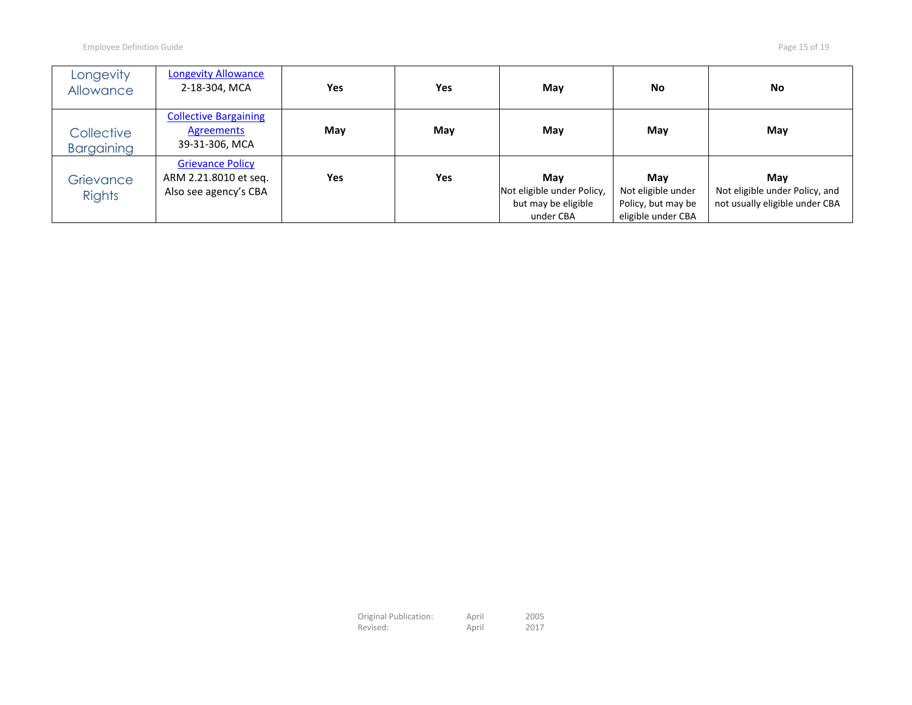| | | | | | | |
|---|---|---|---|---|---|---|
| Longevity Allowance | [Longevity Allowance] 2-18-304, MCA | **Yes** | **Yes** | **May** | **No** | **No** |
| Collective Bargaining | [Collective Bargaining Agreements] 39-31-306, MCA | **May** | **May** | **May** | **May** | **May** |
| Grievance Rights | [Grievance Policy] ARM 2.21.8010 et seq. Also see agency's CBA | **Yes** | **Yes** | **May** Not eligible under Policy, but may be eligible under CBA | **May** Not eligible under Policy, but may be eligible under CBA | **May** Not eligible under Policy, and not usually eligible under CBA |

Original Publication: April 2005
Revised: April 2017